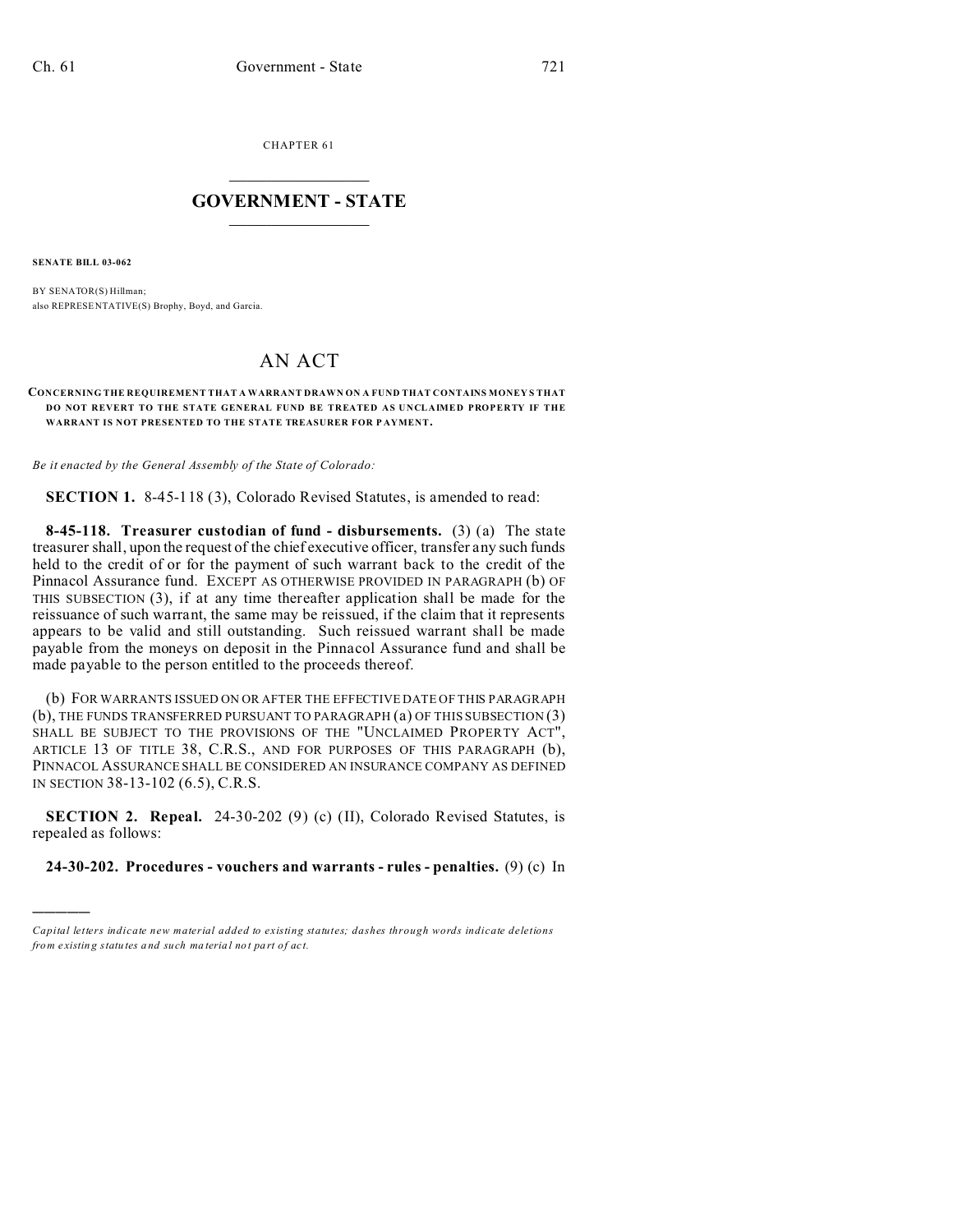CHAPTER 61

# GOVERNMENT - STATE

**SENATE BILL 03-062**

BY SENATOR(S) Hillman;
also REPRESENTATIVE(S) Brophy, Boyd, and Garcia.

# AN ACT

**CONCERNING THE REQUIREMENT THAT A WARRANT DRAWN ON A FUND THAT CONTAINS MONEYS THAT DO NOT REVERT TO THE STATE GENERAL FUND BE TREATED AS UNCLAIMED PROPERTY IF THE WARRANT IS NOT PRESENTED TO THE STATE TREASURER FOR PAYMENT.**

*Be it enacted by the General Assembly of the State of Colorado:*

**SECTION 1.** 8-45-118 (3), Colorado Revised Statutes, is amended to read:

**8-45-118. Treasurer custodian of fund - disbursements.** (3) (a) The state treasurer shall, upon the request of the chief executive officer, transfer any such funds held to the credit of or for the payment of such warrant back to the credit of the Pinnacol Assurance fund. EXCEPT AS OTHERWISE PROVIDED IN PARAGRAPH (b) OF THIS SUBSECTION (3), if at any time thereafter application shall be made for the reissuance of such warrant, the same may be reissued, if the claim that it represents appears to be valid and still outstanding. Such reissued warrant shall be made payable from the moneys on deposit in the Pinnacol Assurance fund and shall be made payable to the person entitled to the proceeds thereof.

(b) FOR WARRANTS ISSUED ON OR AFTER THE EFFECTIVE DATE OF THIS PARAGRAPH (b), THE FUNDS TRANSFERRED PURSUANT TO PARAGRAPH (a) OF THIS SUBSECTION (3) SHALL BE SUBJECT TO THE PROVISIONS OF THE "UNCLAIMED PROPERTY ACT", ARTICLE 13 OF TITLE 38, C.R.S., AND FOR PURPOSES OF THIS PARAGRAPH (b), PINNACOL ASSURANCE SHALL BE CONSIDERED AN INSURANCE COMPANY AS DEFINED IN SECTION 38-13-102 (6.5), C.R.S.

**SECTION 2. Repeal.** 24-30-202 (9) (c) (II), Colorado Revised Statutes, is repealed as follows:

**24-30-202. Procedures - vouchers and warrants - rules - penalties.** (9) (c) In

---

*Capital letters indicate new material added to existing statutes; dashes through words indicate deletions from existing statutes and such material not part of act.*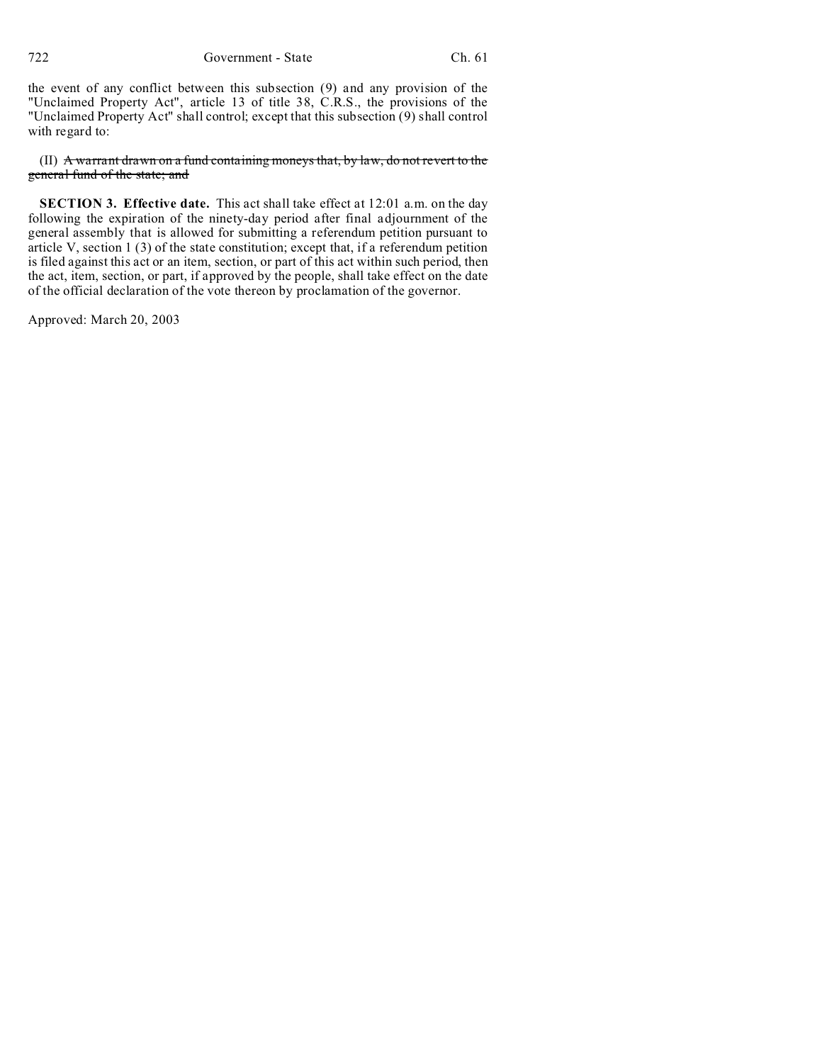the event of any conflict between this subsection (9) and any provision of the "Unclaimed Property Act", article 13 of title 38, C.R.S., the provisions of the "Unclaimed Property Act" shall control; except that this subsection (9) shall control with regard to:

(II) ~~A warrant drawn on a fund containing moneys that, by law, do not revert to the general fund of the state; and~~

**SECTION 3. Effective date.** This act shall take effect at 12:01 a.m. on the day following the expiration of the ninety-day period after final adjournment of the general assembly that is allowed for submitting a referendum petition pursuant to article V, section 1 (3) of the state constitution; except that, if a referendum petition is filed against this act or an item, section, or part of this act within such period, then the act, item, section, or part, if approved by the people, shall take effect on the date of the official declaration of the vote thereon by proclamation of the governor.

Approved: March 20, 2003